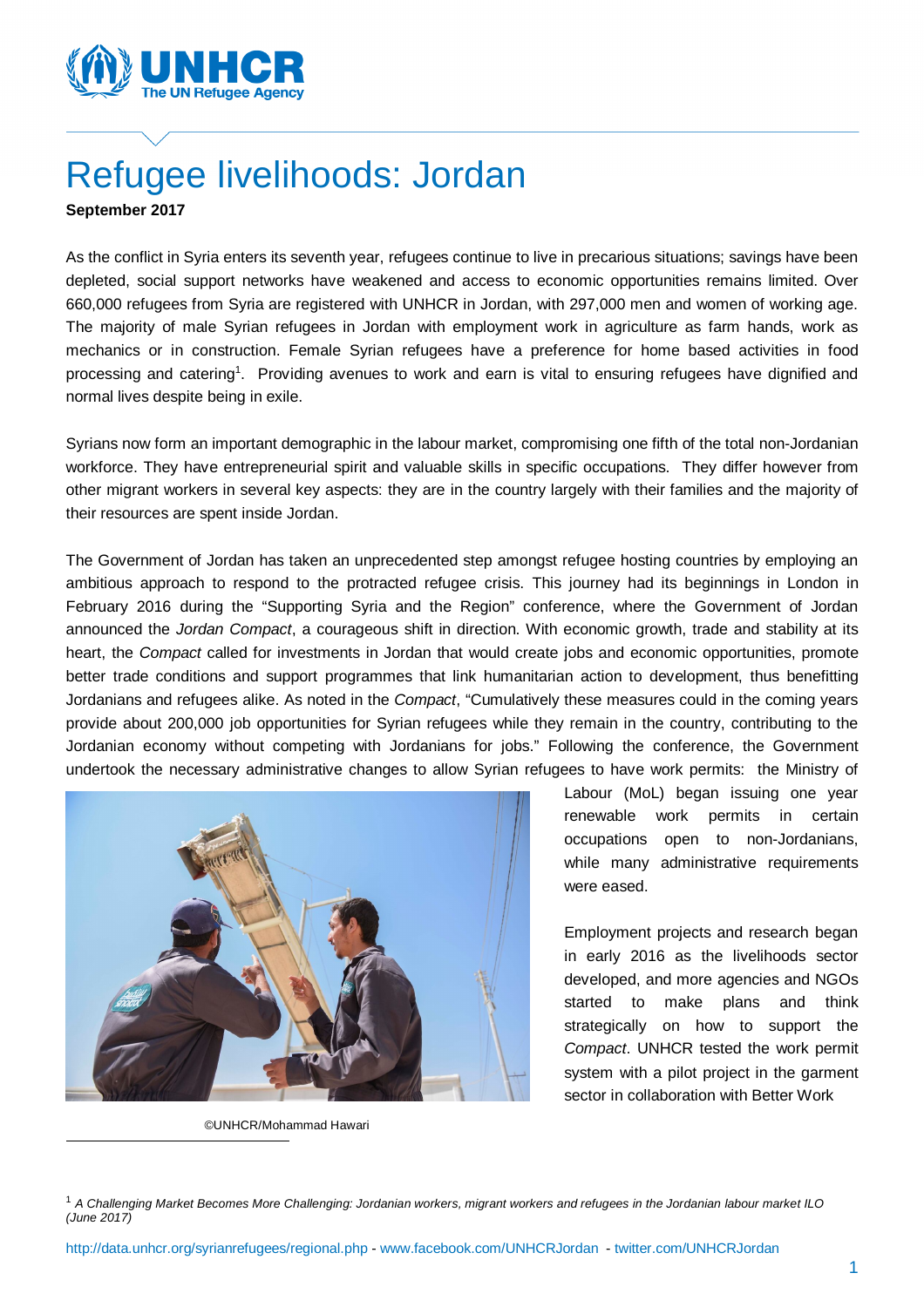# Refugee livelihoods: Jordan

**September 2017**

As the conflict in Syria enters its seventh year, refugees continue to live in precarious situations; savings have been depleted, social support networks have weakened and access to economic opportunities remains limited. Over 660,000 refugees from Syria are registered with UNHCR in Jordan, with 297,000 men and women of working age. The majority of male Syrian refugees in Jordan with employment work in agriculture as farm hands, work as mechanics or in construction. Female Syrian refugees have a preference for home based activities in food processing and catering[1]. Providing avenues to work and earn is vital to ensuring refugees have dignified and normal lives despite being in exile.

Syrians now form an important demographic in the labour market, compromising one fifth of the total non-Jordanian workforce. They have entrepreneurial spirit and valuable skills in specific occupations. They differ however from other migrant workers in several key aspects: they are in the country largely with their families and the majority of their resources are spent inside Jordan.

The Government of Jordan has taken an unprecedented step amongst refugee hosting countries by employing an ambitious approach to respond to the protracted refugee crisis. This journey had its beginnings in London in February 2016 during the "Supporting Syria and the Region" conference, where the Government of Jordan announced the *Jordan Compact*, a courageous shift in direction. With economic growth, trade and stability at its heart, the *Compact* called for investments in Jordan that would create jobs and economic opportunities, promote better trade conditions and support programmes that link humanitarian action to development, thus benefitting Jordanians and refugees alike. As noted in the *Compact*, "Cumulatively these measures could in the coming years provide about 200,000 job opportunities for Syrian refugees while they remain in the country, contributing to the Jordanian economy without competing with Jordanians for jobs." Following the conference, the Government undertook the necessary administrative changes to allow Syrian refugees to have work permits: the Ministry of Labour (MoL) began issuing one year renewable work permits in certain occupations open to non-Jordanians, while many administrative requirements were eased.

©UNHCR/Mohammad Hawari

Employment projects and research began in early 2016 as the livelihoods sector developed, and more agencies and NGOs started to make plans and think strategically on how to support the *Compact*. UNHCR tested the work permit system with a pilot project in the garment sector in collaboration with Better Work

[1] *A Challenging Market Becomes More Challenging: Jordanian workers, migrant workers and refugees in the Jordanian labour market ILO (June 2017)*

http://data.unhcr.org/syrianrefugees/regional.php - www.facebook.com/UNHCRJordan - twitter.com/UNHCRJordan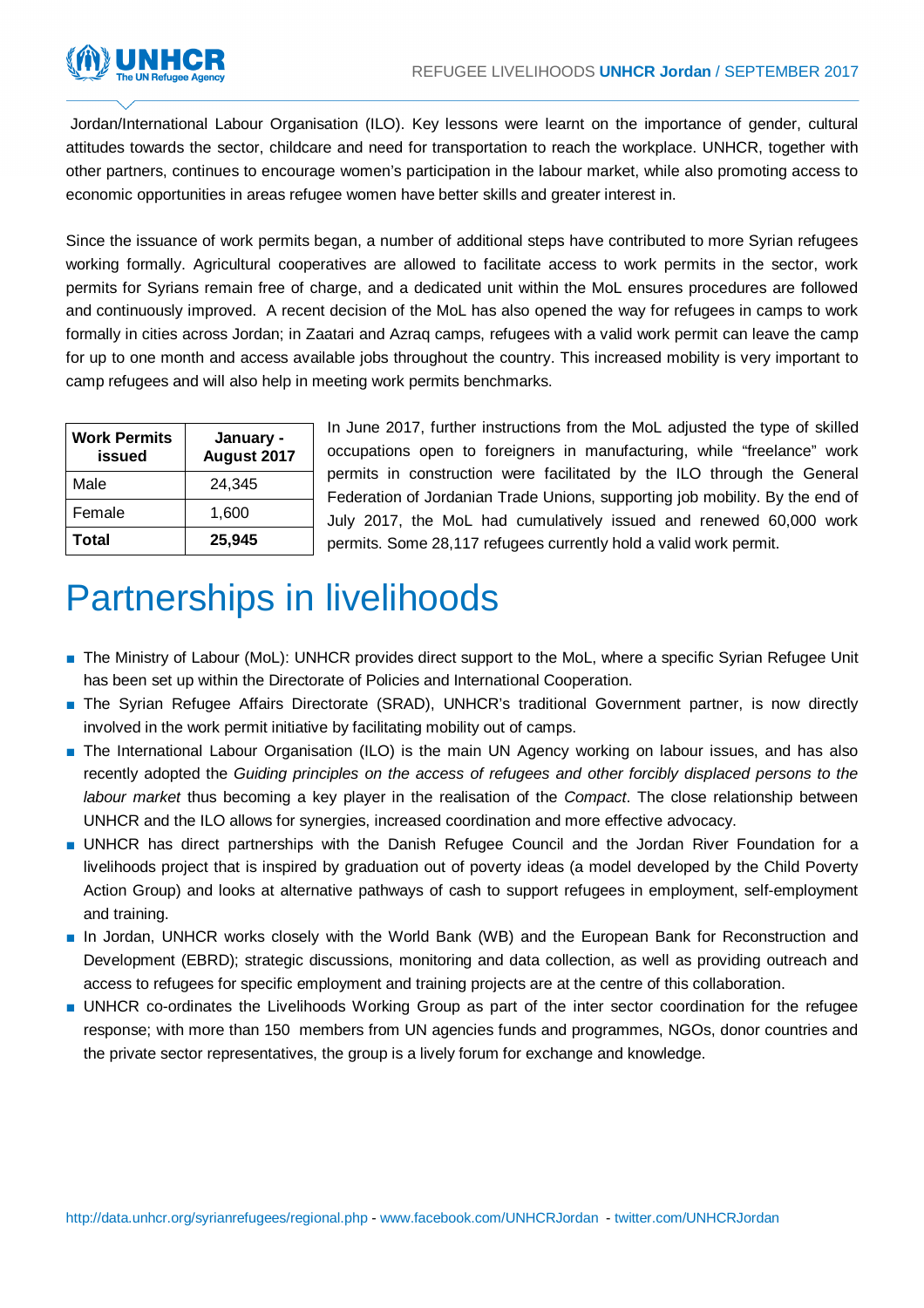Jordan/International Labour Organisation (ILO). Key lessons were learnt on the importance of gender, cultural attitudes towards the sector, childcare and need for transportation to reach the workplace. UNHCR, together with other partners, continues to encourage women's participation in the labour market, while also promoting access to economic opportunities in areas refugee women have better skills and greater interest in.

Since the issuance of work permits began, a number of additional steps have contributed to more Syrian refugees working formally. Agricultural cooperatives are allowed to facilitate access to work permits in the sector, work permits for Syrians remain free of charge, and a dedicated unit within the MoL ensures procedures are followed and continuously improved. A recent decision of the MoL has also opened the way for refugees in camps to work formally in cities across Jordan; in Zaatari and Azraq camps, refugees with a valid work permit can leave the camp for up to one month and access available jobs throughout the country. This increased mobility is very important to camp refugees and will also help in meeting work permits benchmarks.

| Work Permits issued | January - August 2017 |
|---|---|
| Male | 24,345 |
| Female | 1,600 |
| **Total** | **25,945** |

In June 2017, further instructions from the MoL adjusted the type of skilled occupations open to foreigners in manufacturing, while "freelance" work permits in construction were facilitated by the ILO through the General Federation of Jordanian Trade Unions, supporting job mobility. By the end of July 2017, the MoL had cumulatively issued and renewed 60,000 work permits. Some 28,117 refugees currently hold a valid work permit.

# Partnerships in livelihoods

- The Ministry of Labour (MoL): UNHCR provides direct support to the MoL, where a specific Syrian Refugee Unit has been set up within the Directorate of Policies and International Cooperation.
- The Syrian Refugee Affairs Directorate (SRAD), UNHCR's traditional Government partner, is now directly involved in the work permit initiative by facilitating mobility out of camps.
- The International Labour Organisation (ILO) is the main UN Agency working on labour issues, and has also recently adopted the *Guiding principles on the access of refugees and other forcibly displaced persons to the labour market* thus becoming a key player in the realisation of the *Compact*. The close relationship between UNHCR and the ILO allows for synergies, increased coordination and more effective advocacy.
- UNHCR has direct partnerships with the Danish Refugee Council and the Jordan River Foundation for a livelihoods project that is inspired by graduation out of poverty ideas (a model developed by the Child Poverty Action Group) and looks at alternative pathways of cash to support refugees in employment, self-employment and training.
- In Jordan, UNHCR works closely with the World Bank (WB) and the European Bank for Reconstruction and Development (EBRD); strategic discussions, monitoring and data collection, as well as providing outreach and access to refugees for specific employment and training projects are at the centre of this collaboration.
- UNHCR co-ordinates the Livelihoods Working Group as part of the inter sector coordination for the refugee response; with more than 150 members from UN agencies funds and programmes, NGOs, donor countries and the private sector representatives, the group is a lively forum for exchange and knowledge.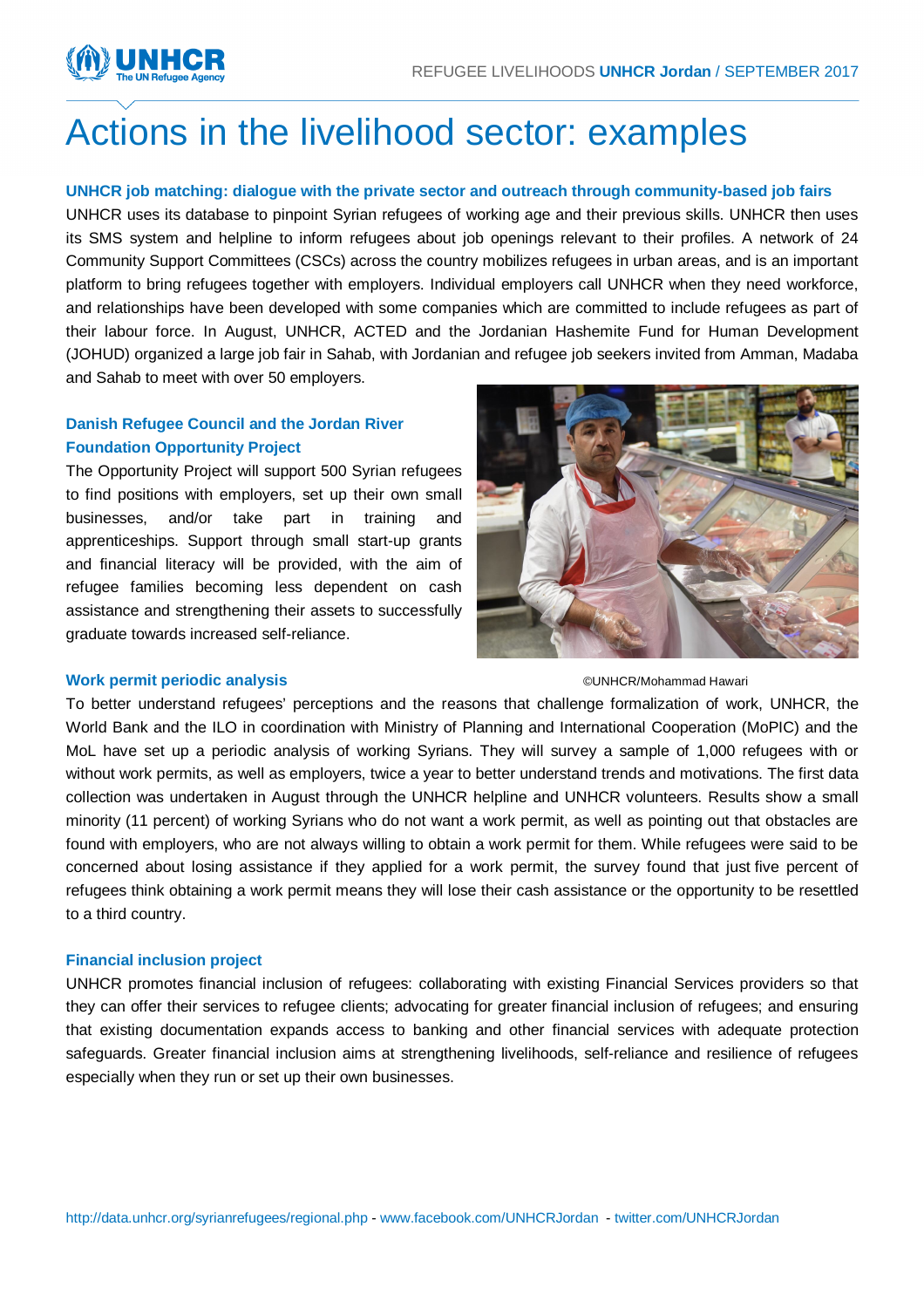# Actions in the livelihood sector: examples

### UNHCR job matching: dialogue with the private sector and outreach through community-based job fairs

UNHCR uses its database to pinpoint Syrian refugees of working age and their previous skills. UNHCR then uses its SMS system and helpline to inform refugees about job openings relevant to their profiles. A network of 24 Community Support Committees (CSCs) across the country mobilizes refugees in urban areas, and is an important platform to bring refugees together with employers. Individual employers call UNHCR when they need workforce, and relationships have been developed with some companies which are committed to include refugees as part of their labour force. In August, UNHCR, ACTED and the Jordanian Hashemite Fund for Human Development (JOHUD) organized a large job fair in Sahab, with Jordanian and refugee job seekers invited from Amman, Madaba and Sahab to meet with over 50 employers.

### Danish Refugee Council and the Jordan River Foundation Opportunity Project

The Opportunity Project will support 500 Syrian refugees to find positions with employers, set up their own small businesses, and/or take part in training and apprenticeships. Support through small start-up grants and financial literacy will be provided, with the aim of refugee families becoming less dependent on cash assistance and strengthening their assets to successfully graduate towards increased self-reliance.

©UNHCR/Mohammad Hawari

### Work permit periodic analysis

To better understand refugees' perceptions and the reasons that challenge formalization of work, UNHCR, the World Bank and the ILO in coordination with Ministry of Planning and International Cooperation (MoPIC) and the MoL have set up a periodic analysis of working Syrians. They will survey a sample of 1,000 refugees with or without work permits, as well as employers, twice a year to better understand trends and motivations. The first data collection was undertaken in August through the UNHCR helpline and UNHCR volunteers. Results show a small minority (11 percent) of working Syrians who do not want a work permit, as well as pointing out that obstacles are found with employers, who are not always willing to obtain a work permit for them. While refugees were said to be concerned about losing assistance if they applied for a work permit, the survey found that just five percent of refugees think obtaining a work permit means they will lose their cash assistance or the opportunity to be resettled to a third country.

### Financial inclusion project

UNHCR promotes financial inclusion of refugees: collaborating with existing Financial Services providers so that they can offer their services to refugee clients; advocating for greater financial inclusion of refugees; and ensuring that existing documentation expands access to banking and other financial services with adequate protection safeguards. Greater financial inclusion aims at strengthening livelihoods, self-reliance and resilience of refugees especially when they run or set up their own businesses.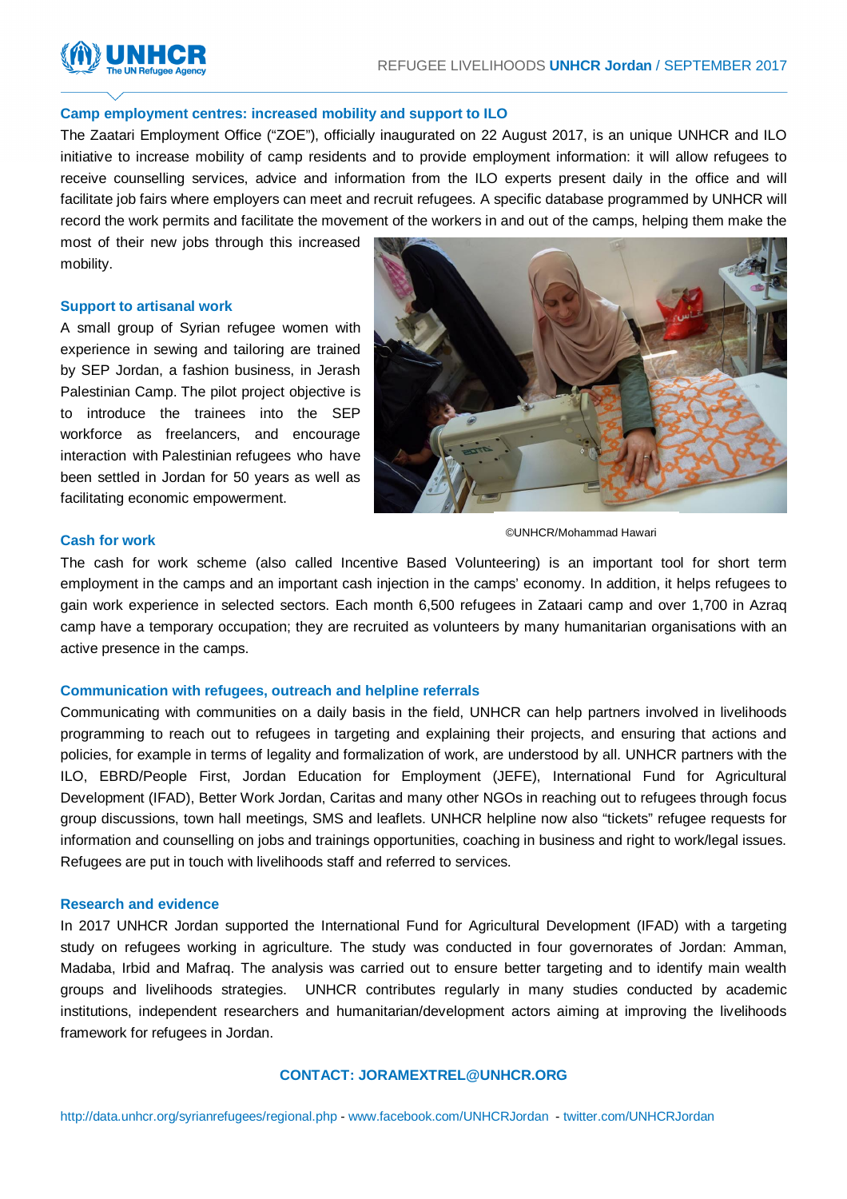## Camp employment centres: increased mobility and support to ILO

The Zaatari Employment Office ("ZOE"), officially inaugurated on 22 August 2017, is an unique UNHCR and ILO initiative to increase mobility of camp residents and to provide employment information: it will allow refugees to receive counselling services, advice and information from the ILO experts present daily in the office and will facilitate job fairs where employers can meet and recruit refugees. A specific database programmed by UNHCR will record the work permits and facilitate the movement of the workers in and out of the camps, helping them make the most of their new jobs through this increased mobility.

## Support to artisanal work

A small group of Syrian refugee women with experience in sewing and tailoring are trained by SEP Jordan, a fashion business, in Jerash Palestinian Camp. The pilot project objective is to introduce the trainees into the SEP workforce as freelancers, and encourage interaction with Palestinian refugees who have been settled in Jordan for 50 years as well as facilitating economic empowerment.

©UNHCR/Mohammad Hawari

## Cash for work

The cash for work scheme (also called Incentive Based Volunteering) is an important tool for short term employment in the camps and an important cash injection in the camps' economy. In addition, it helps refugees to gain work experience in selected sectors. Each month 6,500 refugees in Zataari camp and over 1,700 in Azraq camp have a temporary occupation; they are recruited as volunteers by many humanitarian organisations with an active presence in the camps.

## Communication with refugees, outreach and helpline referrals

Communicating with communities on a daily basis in the field, UNHCR can help partners involved in livelihoods programming to reach out to refugees in targeting and explaining their projects, and ensuring that actions and policies, for example in terms of legality and formalization of work, are understood by all. UNHCR partners with the ILO, EBRD/People First, Jordan Education for Employment (JEFE), International Fund for Agricultural Development (IFAD), Better Work Jordan, Caritas and many other NGOs in reaching out to refugees through focus group discussions, town hall meetings, SMS and leaflets. UNHCR helpline now also "tickets" refugee requests for information and counselling on jobs and trainings opportunities, coaching in business and right to work/legal issues. Refugees are put in touch with livelihoods staff and referred to services.

## Research and evidence

In 2017 UNHCR Jordan supported the International Fund for Agricultural Development (IFAD) with a targeting study on refugees working in agriculture. The study was conducted in four governorates of Jordan: Amman, Madaba, Irbid and Mafraq. The analysis was carried out to ensure better targeting and to identify main wealth groups and livelihoods strategies. UNHCR contributes regularly in many studies conducted by academic institutions, independent researchers and humanitarian/development actors aiming at improving the livelihoods framework for refugees in Jordan.

**CONTACT: JORAMEXTREL@UNHCR.ORG**

http://data.unhcr.org/syrianrefugees/regional.php - www.facebook.com/UNHCRJordan - twitter.com/UNHCRJordan